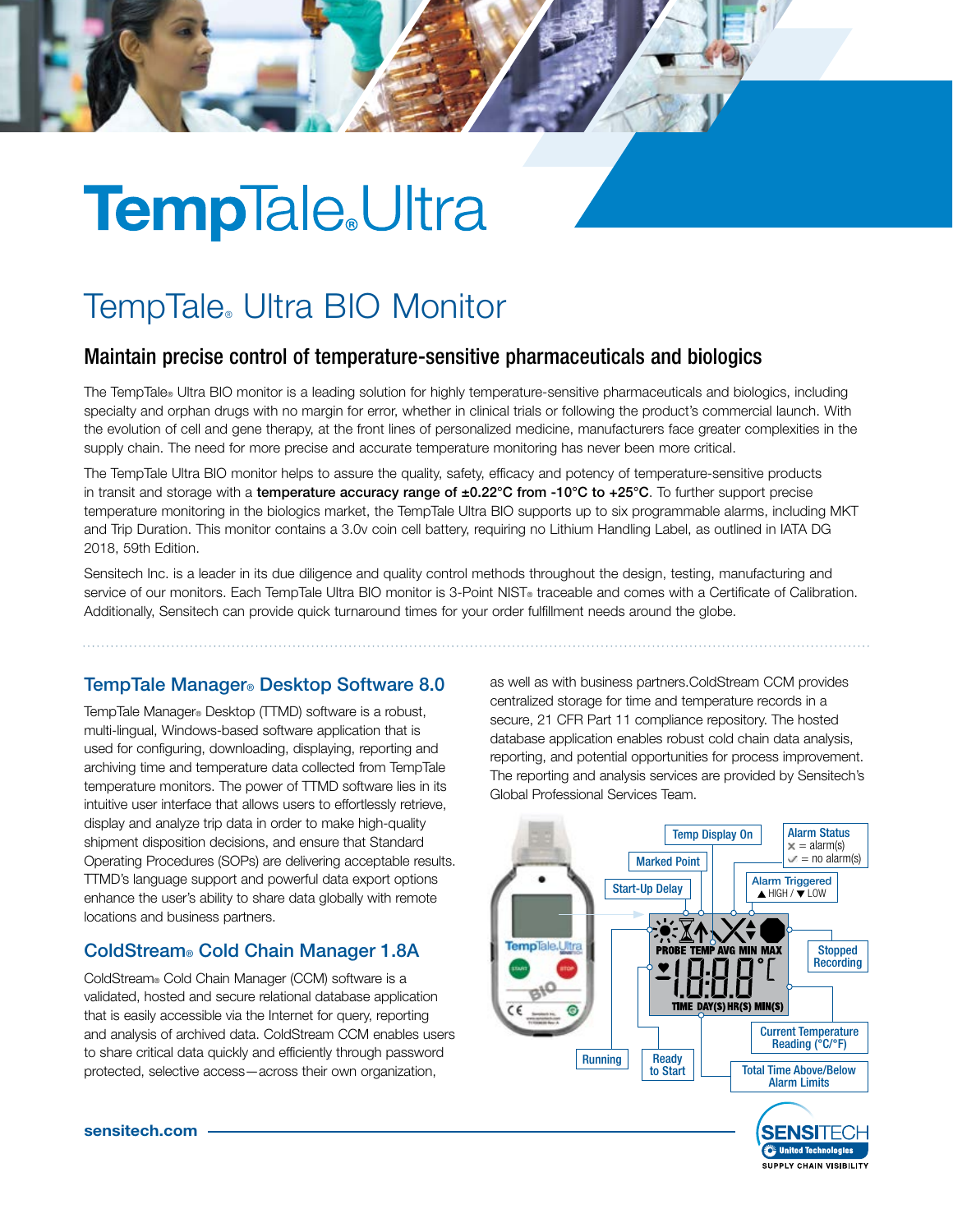# TempTale® Ultra

## TempTale® Ultra BIO Monitor

### Maintain precise control of temperature-sensitive pharmaceuticals and biologics

The TempTale® Ultra BIO monitor is a leading solution for highly temperature-sensitive pharmaceuticals and biologics, including specialty and orphan drugs with no margin for error, whether in clinical trials or following the product's commercial launch. With the evolution of cell and gene therapy, at the front lines of personalized medicine, manufacturers face greater complexities in the supply chain. The need for more precise and accurate temperature monitoring has never been more critical.

The TempTale Ultra BIO monitor helps to assure the quality, safety, efficacy and potency of temperature-sensitive products in transit and storage with a **temperature accuracy range of ±0.22°C from -10°C to +25°C**. To further support precise temperature monitoring in the biologics market, the TempTale Ultra BIO supports up to six programmable alarms, including MKT and Trip Duration. This monitor contains a 3.0v coin cell battery, requiring no Lithium Handling Label, as outlined in IATA DG 2018, 59th Edition.

Sensitech Inc. is a leader in its due diligence and quality control methods throughout the design, testing, manufacturing and service of our monitors. Each TempTale Ultra BIO monitor is 3-Point NIST® traceable and comes with a Certificate of Calibration. Additionally, Sensitech can provide quick turnaround times for your order fulfillment needs around the globe.

### TempTale Manager® Desktop Software 8.0

TempTale Manager® Desktop (TTMD) software is a robust, multi-lingual, Windows-based software application that is used for configuring, downloading, displaying, reporting and archiving time and temperature data collected from TempTale temperature monitors. The power of TTMD software lies in its intuitive user interface that allows users to effortlessly retrieve, display and analyze trip data in order to make high-quality shipment disposition decisions, and ensure that Standard Operating Procedures (SOPs) are delivering acceptable results. TTMD's language support and powerful data export options enhance the user's ability to share data globally with remote locations and business partners.

### ColdStream® Cold Chain Manager 1.8A

ColdStream® Cold Chain Manager (CCM) software is a validated, hosted and secure relational database application that is easily accessible via the Internet for query, reporting and analysis of archived data. ColdStream CCM enables users to share critical data quickly and efficiently through password protected, selective access—across their own organization, as well as with business partners.ColdStream CCM provides centralized storage for time and temperature records in a secure, 21 CFR Part 11 compliance repository. The hosted database application enables robust cold chain data analysis, reporting, and potential opportunities for process improvement. The reporting and analysis services are provided by Sensitech's Global Professional Services Team.

Temp Display On | Marked Point | Start-Up Delay | Alarm Status (✕ = alarm(s), ✓ = no alarm(s)) | Alarm Triggered (▲ HIGH / ▼ LOW) | Stopped Recording | Current Temperature Reading (°C/°F) | Total Time Above/Below Alarm Limits | Ready to Start | Running

sensitech.com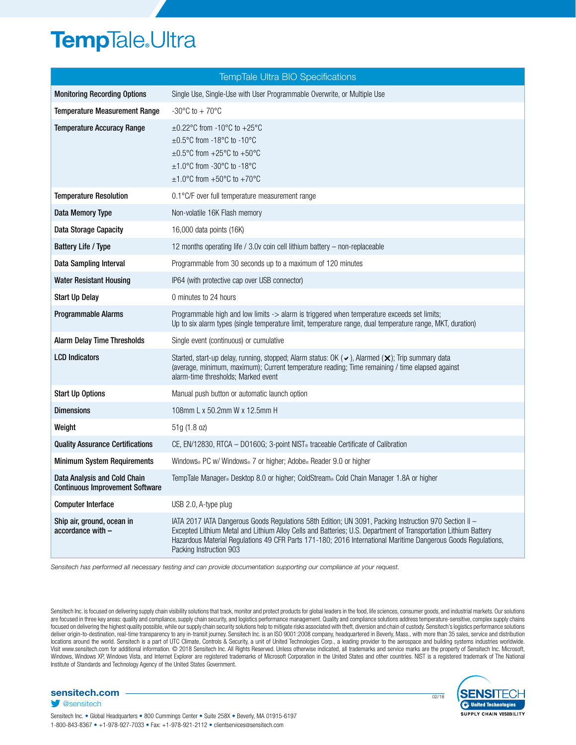# TempTale® Ultra

| TempTale Ultra BIO Specifications | |
|---|---|
| **Monitoring Recording Options** | Single Use, Single-Use with User Programmable Overwrite, or Multiple Use |
| **Temperature Measurement Range** | -30°C to + 70°C |
| **Temperature Accuracy Range** | ±0.22°C from -10°C to +25°C<br>±0.5°C from -18°C to -10°C<br>±0.5°C from +25°C to +50°C<br>±1.0°C from -30°C to -18°C<br>±1.0°C from +50°C to +70°C |
| **Temperature Resolution** | 0.1°C/F over full temperature measurement range |
| **Data Memory Type** | Non-volatile 16K Flash memory |
| **Data Storage Capacity** | 16,000 data points (16K) |
| **Battery Life / Type** | 12 months operating life / 3.0v coin cell lithium battery – non-replaceable |
| **Data Sampling Interval** | Programmable from 30 seconds up to a maximum of 120 minutes |
| **Water Resistant Housing** | IP64 (with protective cap over USB connector) |
| **Start Up Delay** | 0 minutes to 24 hours |
| **Programmable Alarms** | Programmable high and low limits -> alarm is triggered when temperature exceeds set limits; Up to six alarm types (single temperature limit, temperature range, dual temperature range, MKT, duration) |
| **Alarm Delay Time Thresholds** | Single event (continuous) or cumulative |
| **LCD Indicators** | Started, start-up delay, running, stopped; Alarm status: OK (✔), Alarmed (✖); Trip summary data (average, minimum, maximum); Current temperature reading; Time remaining / time elapsed against alarm-time thresholds; Marked event |
| **Start Up Options** | Manual push button or automatic launch option |
| **Dimensions** | 108mm L x 50.2mm W x 12.5mm H |
| **Weight** | 51g (1.8 oz) |
| **Quality Assurance Certifications** | CE, EN/12830, RTCA – DO160G; 3-point NIST® traceable Certificate of Calibration |
| **Minimum System Requirements** | Windows® PC w/ Windows® 7 or higher; Adobe® Reader 9.0 or higher |
| **Data Analysis and Cold Chain Continuous Improvement Software** | TempTale Manager® Desktop 8.0 or higher; ColdStream® Cold Chain Manager 1.8A or higher |
| **Computer Interface** | USB 2.0, A-type plug |
| **Ship air, ground, ocean in accordance with –** | IATA 2017 IATA Dangerous Goods Regulations 58th Edition; UN 3091, Packing Instruction 970 Section II – Excepted Lithium Metal and Lithium Alloy Cells and Batteries; U.S. Department of Transportation Lithium Battery Hazardous Material Regulations 49 CFR Parts 171-180; 2016 International Maritime Dangerous Goods Regulations, Packing Instruction 903 |

*Sensitech has performed all necessary testing and can provide documentation supporting our compliance at your request.*

Sensitech Inc. is focused on delivering supply chain visibility solutions that track, monitor and protect products for global leaders in the food, life sciences, consumer goods, and industrial markets. Our solutions are focused in three key areas: quality and compliance, supply chain security, and logistics performance management. Quality and compliance solutions address temperature-sensitive, complex supply chains focused on delivering the highest quality possible, while our supply chain security solutions help to mitigate risks associated with theft, diversion and chain of custody. Sensitech's logistics performance solutions deliver origin-to-destination, real-time transparency to any in-transit journey. Sensitech Inc. is an ISO 9001:2008 company, headquartered in Beverly, Mass., with more than 35 sales, service and distribution locations around the world. Sensitech is a part of UTC Climate, Controls & Security, a unit of United Technologies Corp., a leading provider to the aerospace and building systems industries worldwide. Visit www.sensitech.com for additional information. © 2018 Sensitech Inc. All Rights Reserved. Unless otherwise indicated, all trademarks and service marks are the property of Sensitech Inc. Microsoft, Windows, Windows XP, Windows Vista, and Internet Explorer are registered trademarks of Microsoft Corporation in the United States and other countries. NIST is a registered trademark of The National Institute of Standards and Technology Agency of the United States Government.

**sensitech.com**

@sensitech

02/18

SENSITECH United Technologies SUPPLY CHAIN VISIBILITY

Sensitech Inc. • Global Headquarters • 800 Cummings Center • Suite 258X • Beverly, MA 01915-6197
1-800-843-8367 • +1-978-927-7033 • Fax: +1-978-921-2112 • clientservices@sensitech.com